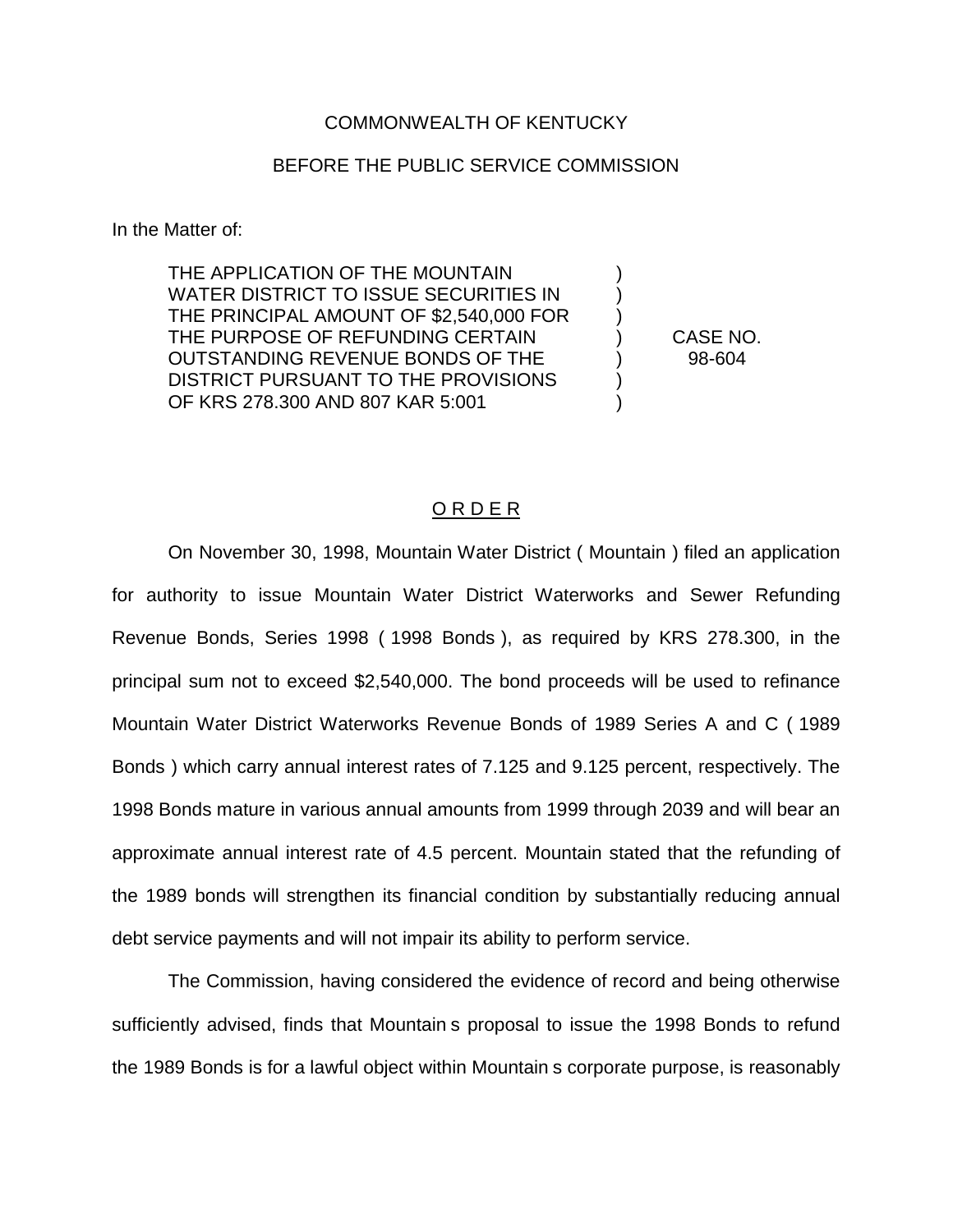COMMONWEALTH OF KENTUCKY

BEFORE THE PUBLIC SERVICE COMMISSION

In the Matter of:

| | | |
|---|---|---|
| THE APPLICATION OF THE MOUNTAIN WATER DISTRICT TO ISSUE SECURITIES IN THE PRINCIPAL AMOUNT OF $2,540,000 FOR THE PURPOSE OF REFUNDING CERTAIN OUTSTANDING REVENUE BONDS OF THE DISTRICT PURSUANT TO THE PROVISIONS OF KRS 278.300 AND 807 KAR 5:001 | ) ) ) ) ) ) ) | CASE NO. 98-604 |

ORDER

On November 30, 1998, Mountain Water District ( Mountain ) filed an application for authority to issue Mountain Water District Waterworks and Sewer Refunding Revenue Bonds, Series 1998 ( 1998 Bonds ), as required by KRS 278.300, in the principal sum not to exceed $2,540,000. The bond proceeds will be used to refinance Mountain Water District Waterworks Revenue Bonds of 1989 Series A and C ( 1989 Bonds ) which carry annual interest rates of 7.125 and 9.125 percent, respectively. The 1998 Bonds mature in various annual amounts from 1999 through 2039 and will bear an approximate annual interest rate of 4.5 percent. Mountain stated that the refunding of the 1989 bonds will strengthen its financial condition by substantially reducing annual debt service payments and will not impair its ability to perform service.

The Commission, having considered the evidence of record and being otherwise sufficiently advised, finds that Mountain s proposal to issue the 1998 Bonds to refund the 1989 Bonds is for a lawful object within Mountain s corporate purpose, is reasonably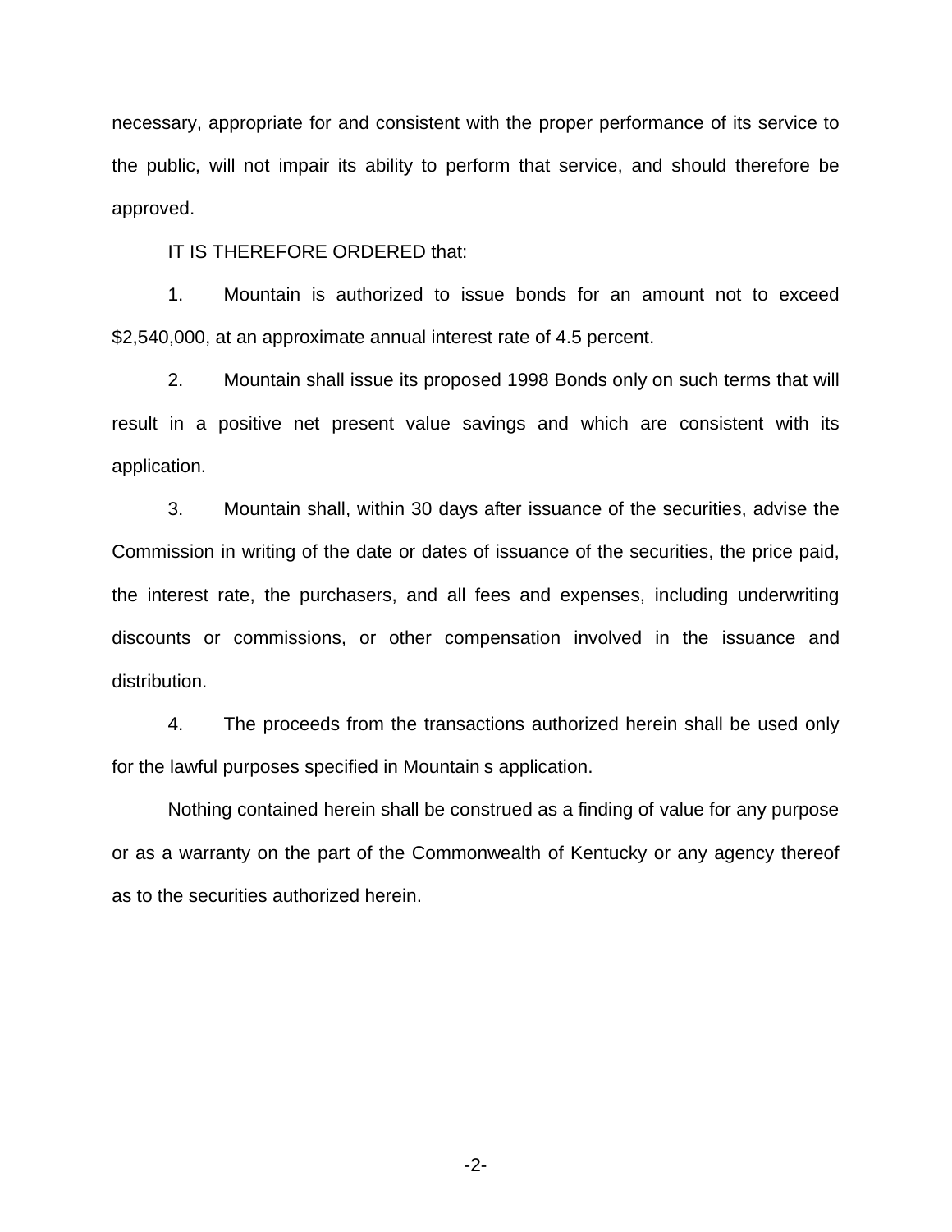necessary, appropriate for and consistent with the proper performance of its service to the public, will not impair its ability to perform that service, and should therefore be approved.

IT IS THEREFORE ORDERED that:

1. Mountain is authorized to issue bonds for an amount not to exceed $2,540,000, at an approximate annual interest rate of 4.5 percent.

2. Mountain shall issue its proposed 1998 Bonds only on such terms that will result in a positive net present value savings and which are consistent with its application.

3. Mountain shall, within 30 days after issuance of the securities, advise the Commission in writing of the date or dates of issuance of the securities, the price paid, the interest rate, the purchasers, and all fees and expenses, including underwriting discounts or commissions, or other compensation involved in the issuance and distribution.

4. The proceeds from the transactions authorized herein shall be used only for the lawful purposes specified in Mountain s application.

Nothing contained herein shall be construed as a finding of value for any purpose or as a warranty on the part of the Commonwealth of Kentucky or any agency thereof as to the securities authorized herein.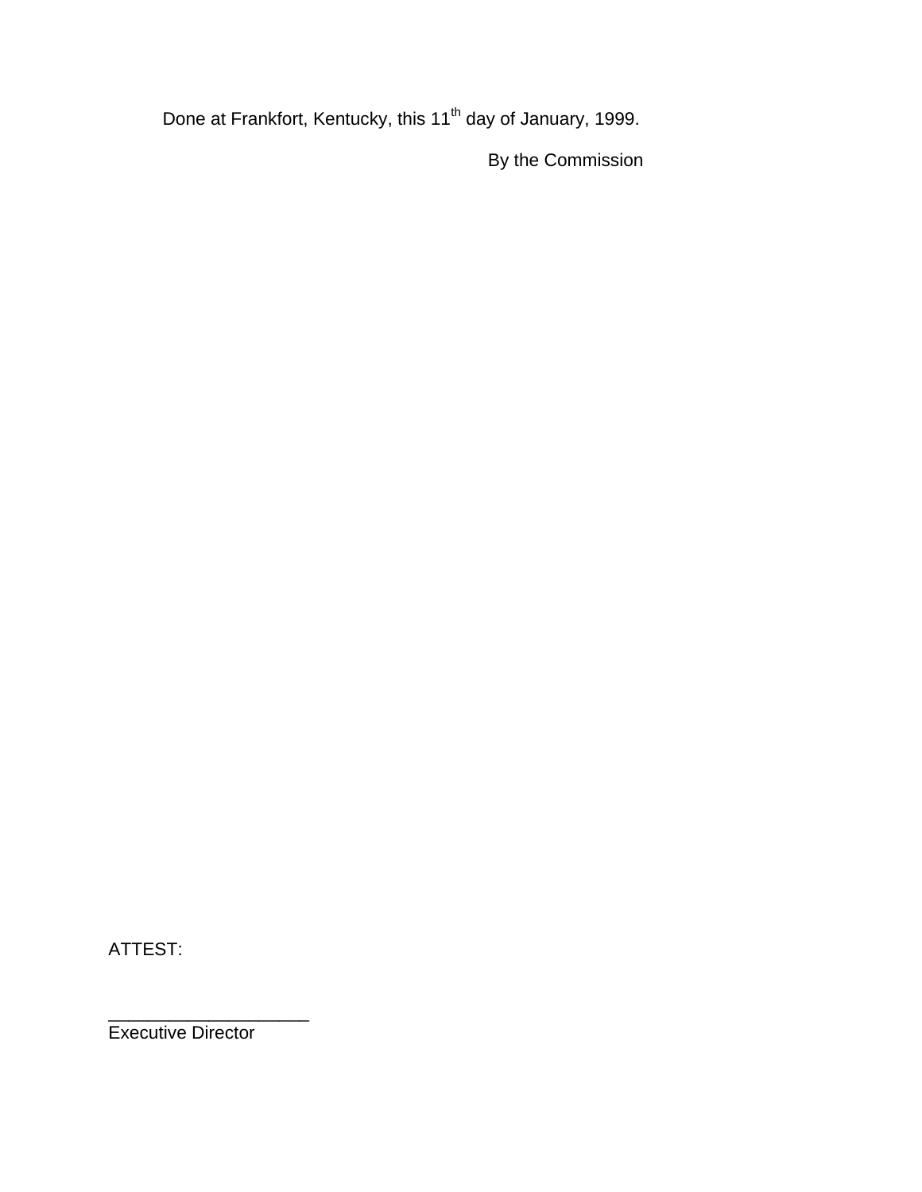Done at Frankfort, Kentucky, this 11th day of January, 1999.

By the Commission

ATTEST:

____________________
Executive Director